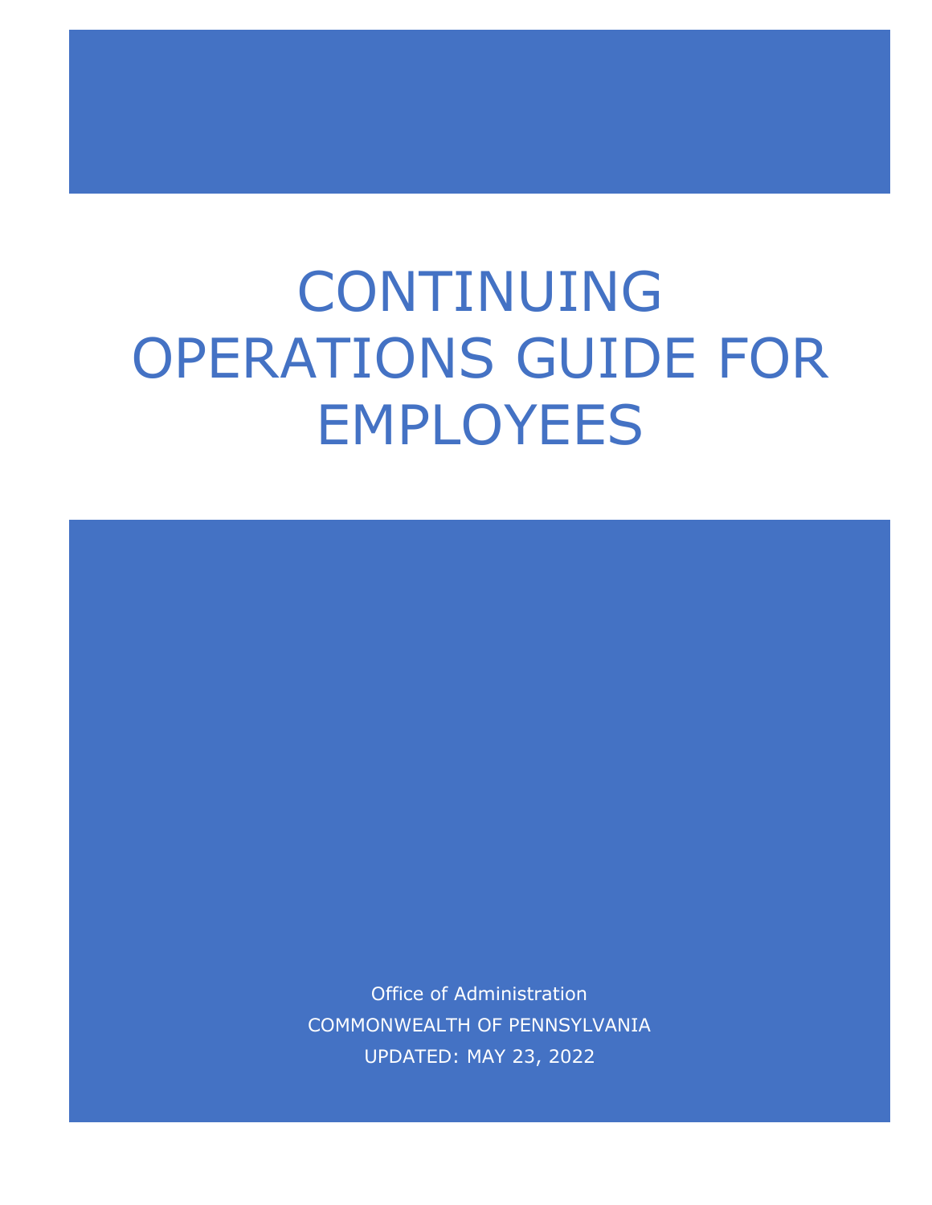# CONTINUING OPERATIONS GUIDE FOR EMPLOYEES

Office of Administration

COMMONWEALTH OF PENNSYLVANIA

UPDATED: MAY 23, 2022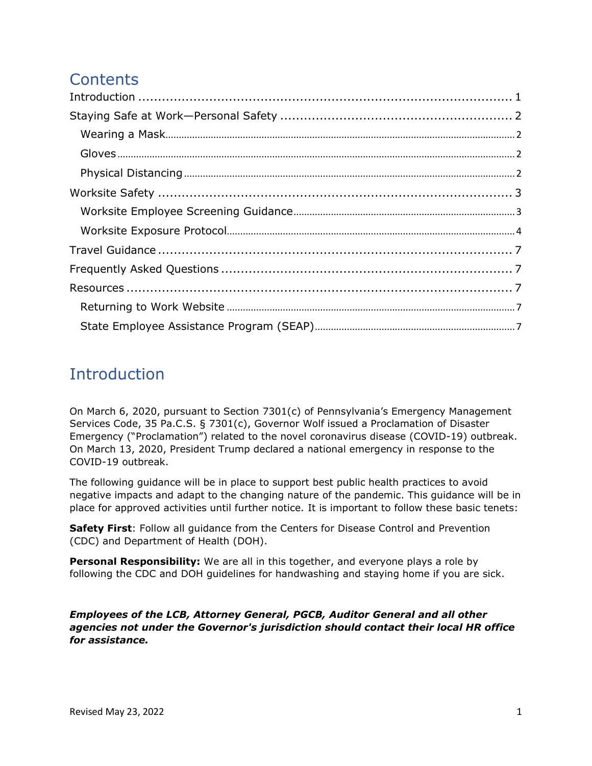# Contents

Introduction ..... 1

Staying Safe at Work—Personal Safety ..... 2

- Wearing a Mask ..... 2
- Gloves ..... 2
- Physical Distancing ..... 2

Worksite Safety ..... 3

- Worksite Employee Screening Guidance ..... 3
- Worksite Exposure Protocol ..... 4

Travel Guidance ..... 7

Frequently Asked Questions ..... 7

Resources ..... 7

- Returning to Work Website ..... 7
- State Employee Assistance Program (SEAP) ..... 7

# Introduction

On March 6, 2020, pursuant to Section 7301(c) of Pennsylvania's Emergency Management Services Code, 35 Pa.C.S. § 7301(c), Governor Wolf issued a Proclamation of Disaster Emergency ("Proclamation") related to the novel coronavirus disease (COVID-19) outbreak. On March 13, 2020, President Trump declared a national emergency in response to the COVID-19 outbreak.

The following guidance will be in place to support best public health practices to avoid negative impacts and adapt to the changing nature of the pandemic. This guidance will be in place for approved activities until further notice. It is important to follow these basic tenets:

**Safety First**: Follow all guidance from the Centers for Disease Control and Prevention (CDC) and Department of Health (DOH).

**Personal Responsibility:** We are all in this together, and everyone plays a role by following the CDC and DOH guidelines for handwashing and staying home if you are sick.

***Employees of the LCB, Attorney General, PGCB, Auditor General and all other agencies not under the Governor's jurisdiction should contact their local HR office for assistance.***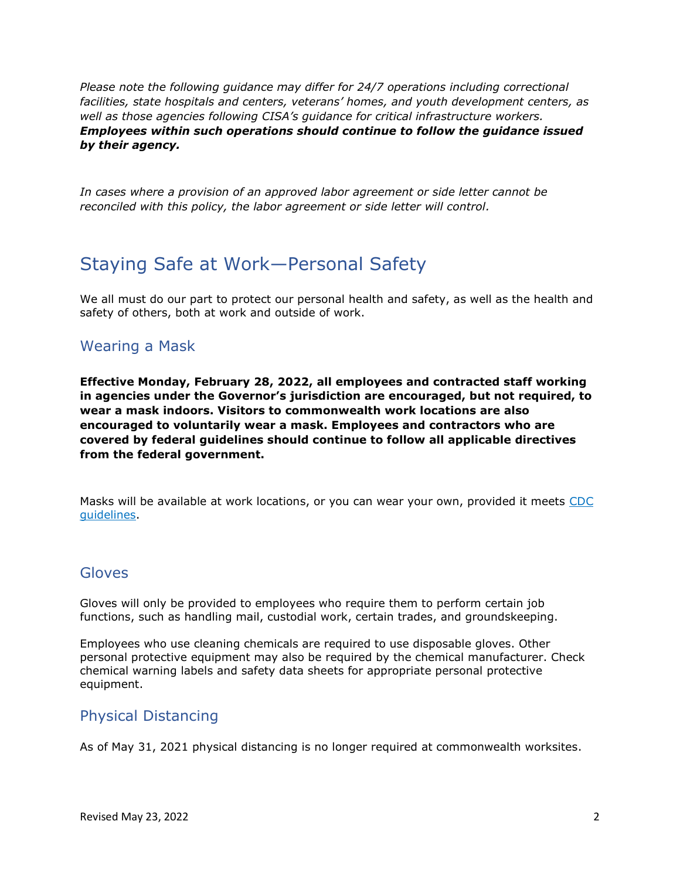*Please note the following guidance may differ for 24/7 operations including correctional facilities, state hospitals and centers, veterans' homes, and youth development centers, as well as those agencies following CISA's guidance for critical infrastructure workers.* ***Employees within such operations should continue to follow the guidance issued by their agency.***

*In cases where a provision of an approved labor agreement or side letter cannot be reconciled with this policy, the labor agreement or side letter will control.*

# Staying Safe at Work—Personal Safety

We all must do our part to protect our personal health and safety, as well as the health and safety of others, both at work and outside of work.

## Wearing a Mask

**Effective Monday, February 28, 2022, all employees and contracted staff working in agencies under the Governor's jurisdiction are encouraged, but not required, to wear a mask indoors. Visitors to commonwealth work locations are also encouraged to voluntarily wear a mask. Employees and contractors who are covered by federal guidelines should continue to follow all applicable directives from the federal government.**

Masks will be available at work locations, or you can wear your own, provided it meets [CDC guidelines](CDC guidelines).

## Gloves

Gloves will only be provided to employees who require them to perform certain job functions, such as handling mail, custodial work, certain trades, and groundskeeping.

Employees who use cleaning chemicals are required to use disposable gloves. Other personal protective equipment may also be required by the chemical manufacturer. Check chemical warning labels and safety data sheets for appropriate personal protective equipment.

## Physical Distancing

As of May 31, 2021 physical distancing is no longer required at commonwealth worksites.

Revised May 23, 2022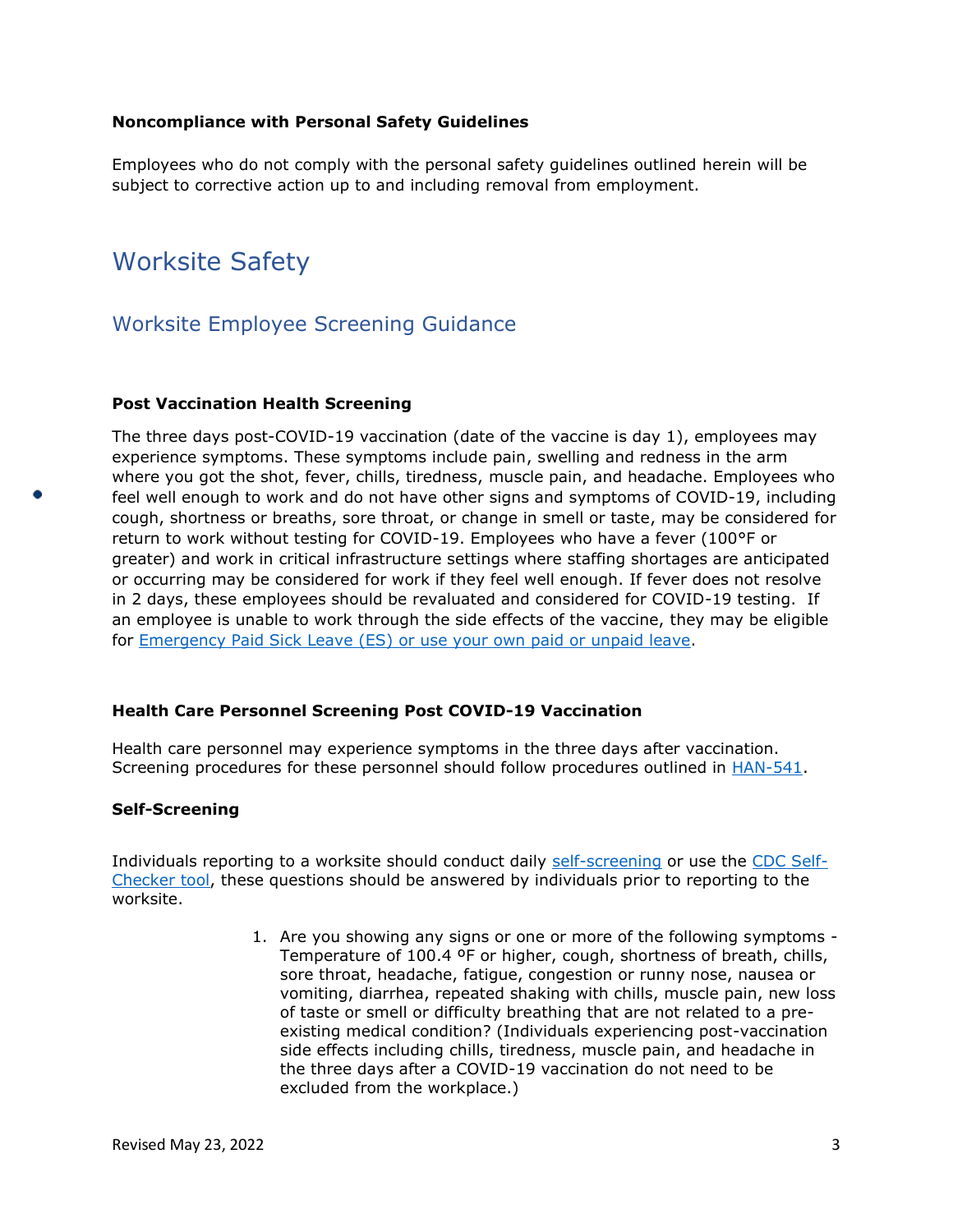**Noncompliance with Personal Safety Guidelines**

Employees who do not comply with the personal safety guidelines outlined herein will be subject to corrective action up to and including removal from employment.

# Worksite Safety

## Worksite Employee Screening Guidance

**Post Vaccination Health Screening**

The three days post-COVID-19 vaccination (date of the vaccine is day 1), employees may experience symptoms. These symptoms include pain, swelling and redness in the arm where you got the shot, fever, chills, tiredness, muscle pain, and headache. Employees who feel well enough to work and do not have other signs and symptoms of COVID-19, including cough, shortness or breaths, sore throat, or change in smell or taste, may be considered for return to work without testing for COVID-19. Employees who have a fever (100°F or greater) and work in critical infrastructure settings where staffing shortages are anticipated or occurring may be considered for work if they feel well enough. If fever does not resolve in 2 days, these employees should be revaluated and considered for COVID-19 testing. If an employee is unable to work through the side effects of the vaccine, they may be eligible for [Emergency Paid Sick Leave (ES) or use your own paid or unpaid leave](#).

**Health Care Personnel Screening Post COVID-19 Vaccination**

Health care personnel may experience symptoms in the three days after vaccination. Screening procedures for these personnel should follow procedures outlined in [HAN-541](#).

**Self-Screening**

Individuals reporting to a worksite should conduct daily [self-screening](#) or use the [CDC Self-Checker tool](#), these questions should be answered by individuals prior to reporting to the worksite.

1. Are you showing any signs or one or more of the following symptoms - Temperature of 100.4 ºF or higher, cough, shortness of breath, chills, sore throat, headache, fatigue, congestion or runny nose, nausea or vomiting, diarrhea, repeated shaking with chills, muscle pain, new loss of taste or smell or difficulty breathing that are not related to a pre-existing medical condition? (Individuals experiencing post-vaccination side effects including chills, tiredness, muscle pain, and headache in the three days after a COVID-19 vaccination do not need to be excluded from the workplace.)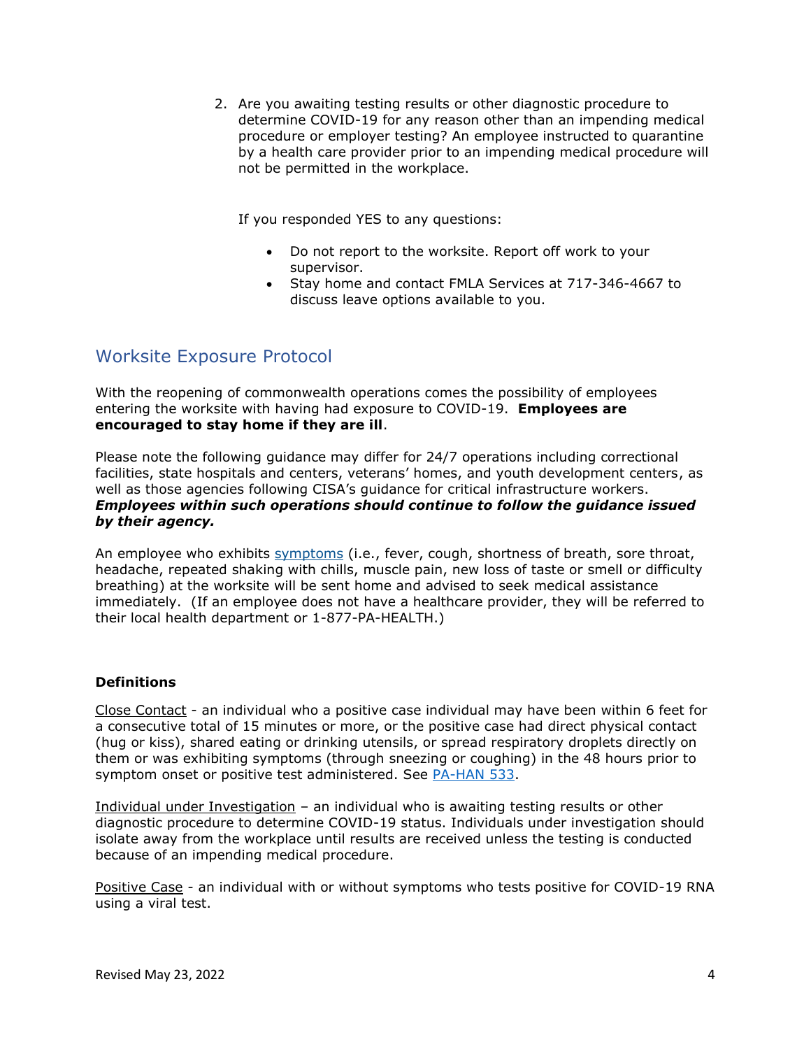2. Are you awaiting testing results or other diagnostic procedure to determine COVID-19 for any reason other than an impending medical procedure or employer testing? An employee instructed to quarantine by a health care provider prior to an impending medical procedure will not be permitted in the workplace.

If you responded YES to any questions:

- Do not report to the worksite. Report off work to your supervisor.
- Stay home and contact FMLA Services at 717-346-4667 to discuss leave options available to you.

## Worksite Exposure Protocol

With the reopening of commonwealth operations comes the possibility of employees entering the worksite with having had exposure to COVID-19. **Employees are encouraged to stay home if they are ill**.

Please note the following guidance may differ for 24/7 operations including correctional facilities, state hospitals and centers, veterans' homes, and youth development centers, as well as those agencies following CISA's guidance for critical infrastructure workers. ***Employees within such operations should continue to follow the guidance issued by their agency.***

An employee who exhibits symptoms (i.e., fever, cough, shortness of breath, sore throat, headache, repeated shaking with chills, muscle pain, new loss of taste or smell or difficulty breathing) at the worksite will be sent home and advised to seek medical assistance immediately. (If an employee does not have a healthcare provider, they will be referred to their local health department or 1-877-PA-HEALTH.)

**Definitions**

Close Contact - an individual who a positive case individual may have been within 6 feet for a consecutive total of 15 minutes or more, or the positive case had direct physical contact (hug or kiss), shared eating or drinking utensils, or spread respiratory droplets directly on them or was exhibiting symptoms (through sneezing or coughing) in the 48 hours prior to symptom onset or positive test administered. See PA-HAN 533.

Individual under Investigation – an individual who is awaiting testing results or other diagnostic procedure to determine COVID-19 status. Individuals under investigation should isolate away from the workplace until results are received unless the testing is conducted because of an impending medical procedure.

Positive Case - an individual with or without symptoms who tests positive for COVID-19 RNA using a viral test.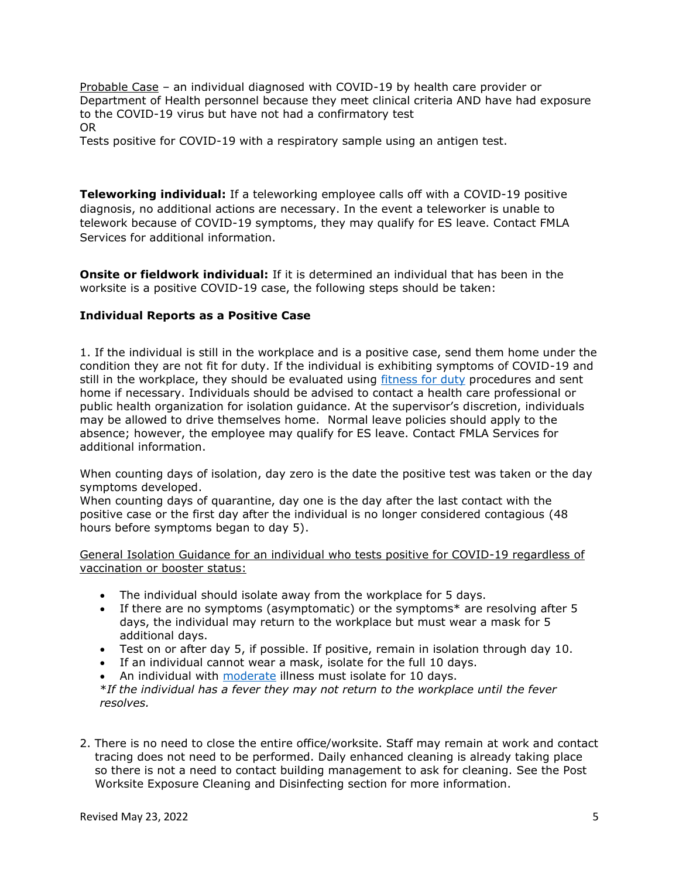Probable Case – an individual diagnosed with COVID-19 by health care provider or Department of Health personnel because they meet clinical criteria AND have had exposure to the COVID-19 virus but have not had a confirmatory test
OR
Tests positive for COVID-19 with a respiratory sample using an antigen test.

**Teleworking individual:** If a teleworking employee calls off with a COVID-19 positive diagnosis, no additional actions are necessary. In the event a teleworker is unable to telework because of COVID-19 symptoms, they may qualify for ES leave. Contact FMLA Services for additional information.

**Onsite or fieldwork individual:** If it is determined an individual that has been in the worksite is a positive COVID-19 case, the following steps should be taken:

### Individual Reports as a Positive Case

1. If the individual is still in the workplace and is a positive case, send them home under the condition they are not fit for duty. If the individual is exhibiting symptoms of COVID-19 and still in the workplace, they should be evaluated using fitness for duty procedures and sent home if necessary. Individuals should be advised to contact a health care professional or public health organization for isolation guidance. At the supervisor's discretion, individuals may be allowed to drive themselves home. Normal leave policies should apply to the absence; however, the employee may qualify for ES leave. Contact FMLA Services for additional information.

When counting days of isolation, day zero is the date the positive test was taken or the day symptoms developed.
When counting days of quarantine, day one is the day after the last contact with the positive case or the first day after the individual is no longer considered contagious (48 hours before symptoms began to day 5).

General Isolation Guidance for an individual who tests positive for COVID-19 regardless of vaccination or booster status:

- The individual should isolate away from the workplace for 5 days.
- If there are no symptoms (asymptomatic) or the symptoms* are resolving after 5 days, the individual may return to the workplace but must wear a mask for 5 additional days.
- Test on or after day 5, if possible. If positive, remain in isolation through day 10.
- If an individual cannot wear a mask, isolate for the full 10 days.
- An individual with moderate illness must isolate for 10 days.

*\*If the individual has a fever they may not return to the workplace until the fever resolves.*

2. There is no need to close the entire office/worksite. Staff may remain at work and contact tracing does not need to be performed. Daily enhanced cleaning is already taking place so there is not a need to contact building management to ask for cleaning. See the Post Worksite Exposure Cleaning and Disinfecting section for more information.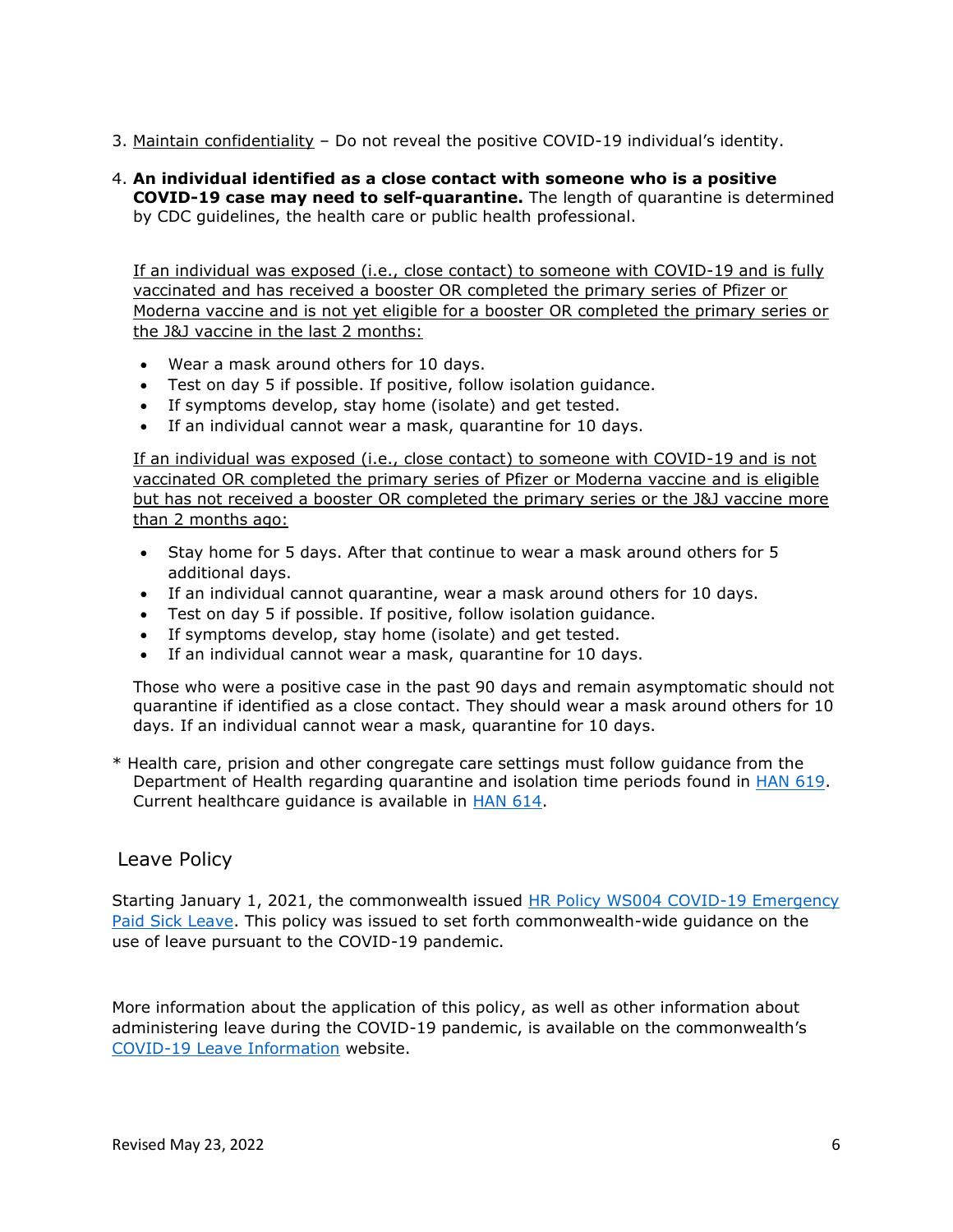3. <u>Maintain confidentiality</u> – Do not reveal the positive COVID-19 individual's identity.

4. **An individual identified as a close contact with someone who is a positive COVID-19 case may need to self-quarantine.** The length of quarantine is determined by CDC guidelines, the health care or public health professional.

   <u>If an individual was exposed (i.e., close contact) to someone with COVID-19 and is fully vaccinated and has received a booster OR completed the primary series of Pfizer or Moderna vaccine and is not yet eligible for a booster OR completed the primary series or the J&J vaccine in the last 2 months:</u>

   - Wear a mask around others for 10 days.
   - Test on day 5 if possible. If positive, follow isolation guidance.
   - If symptoms develop, stay home (isolate) and get tested.
   - If an individual cannot wear a mask, quarantine for 10 days.

   <u>If an individual was exposed (i.e., close contact) to someone with COVID-19 and is not vaccinated OR completed the primary series of Pfizer or Moderna vaccine and is eligible but has not received a booster OR completed the primary series or the J&J vaccine more than 2 months ago:</u>

   - Stay home for 5 days. After that continue to wear a mask around others for 5 additional days.
   - If an individual cannot quarantine, wear a mask around others for 10 days.
   - Test on day 5 if possible. If positive, follow isolation guidance.
   - If symptoms develop, stay home (isolate) and get tested.
   - If an individual cannot wear a mask, quarantine for 10 days.

   Those who were a positive case in the past 90 days and remain asymptomatic should not quarantine if identified as a close contact. They should wear a mask around others for 10 days. If an individual cannot wear a mask, quarantine for 10 days.

* Health care, prision and other congregate care settings must follow guidance from the Department of Health regarding quarantine and isolation time periods found in HAN 619. Current healthcare guidance is available in HAN 614.

## Leave Policy

Starting January 1, 2021, the commonwealth issued HR Policy WS004 COVID-19 Emergency Paid Sick Leave. This policy was issued to set forth commonwealth-wide guidance on the use of leave pursuant to the COVID-19 pandemic.

More information about the application of this policy, as well as other information about administering leave during the COVID-19 pandemic, is available on the commonwealth's COVID-19 Leave Information website.

Revised May 23, 2022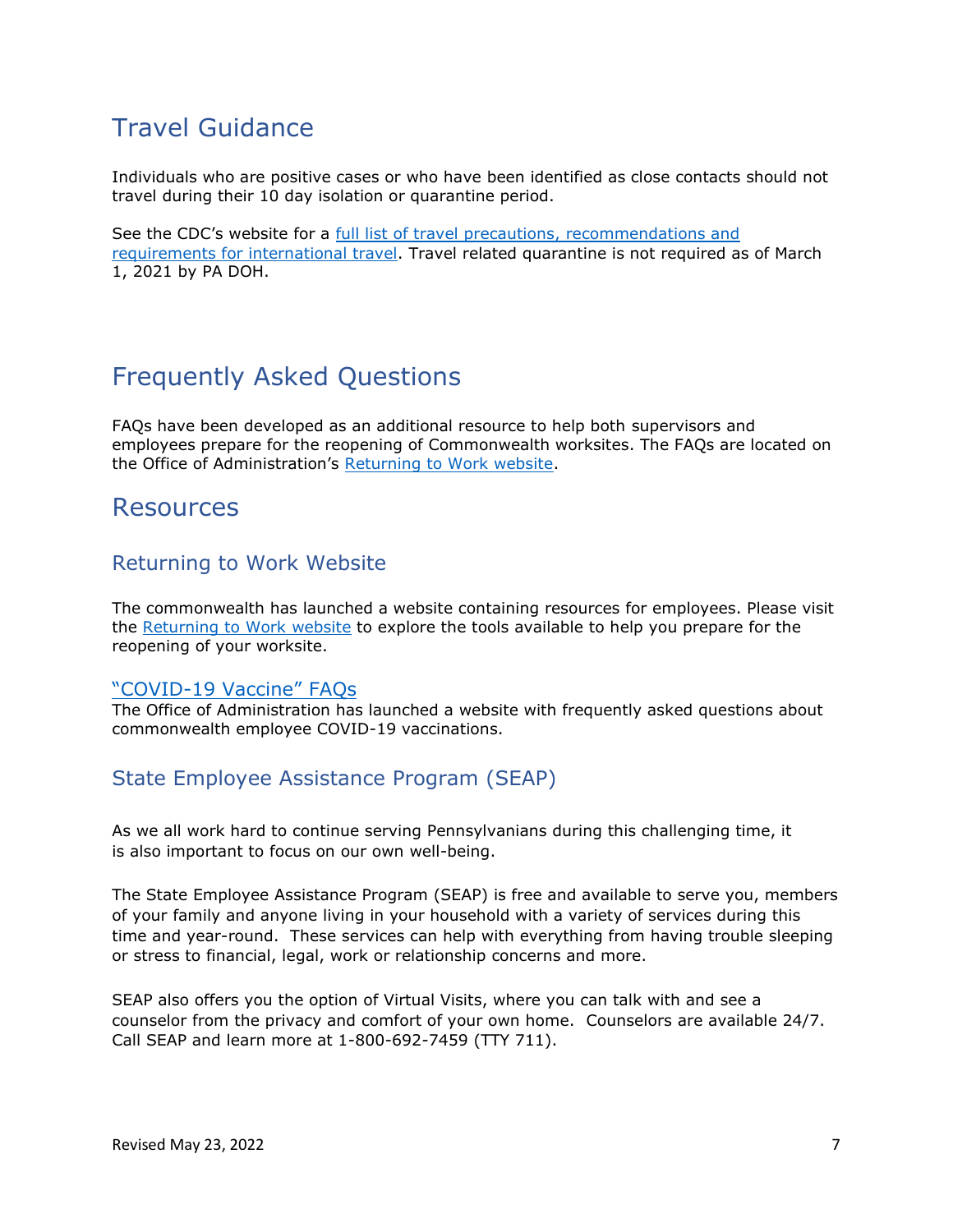# Travel Guidance

Individuals who are positive cases or who have been identified as close contacts should not travel during their 10 day isolation or quarantine period.

See the CDC's website for a full list of travel precautions, recommendations and requirements for international travel. Travel related quarantine is not required as of March 1, 2021 by PA DOH.

# Frequently Asked Questions

FAQs have been developed as an additional resource to help both supervisors and employees prepare for the reopening of Commonwealth worksites. The FAQs are located on the Office of Administration's Returning to Work website.

# Resources

## Returning to Work Website

The commonwealth has launched a website containing resources for employees. Please visit the Returning to Work website to explore the tools available to help you prepare for the reopening of your worksite.

### "COVID-19 Vaccine" FAQs

The Office of Administration has launched a website with frequently asked questions about commonwealth employee COVID-19 vaccinations.

## State Employee Assistance Program (SEAP)

As we all work hard to continue serving Pennsylvanians during this challenging time, it is also important to focus on our own well-being.

The State Employee Assistance Program (SEAP) is free and available to serve you, members of your family and anyone living in your household with a variety of services during this time and year-round. These services can help with everything from having trouble sleeping or stress to financial, legal, work or relationship concerns and more.

SEAP also offers you the option of Virtual Visits, where you can talk with and see a counselor from the privacy and comfort of your own home. Counselors are available 24/7. Call SEAP and learn more at 1-800-692-7459 (TTY 711).

Revised May 23, 2022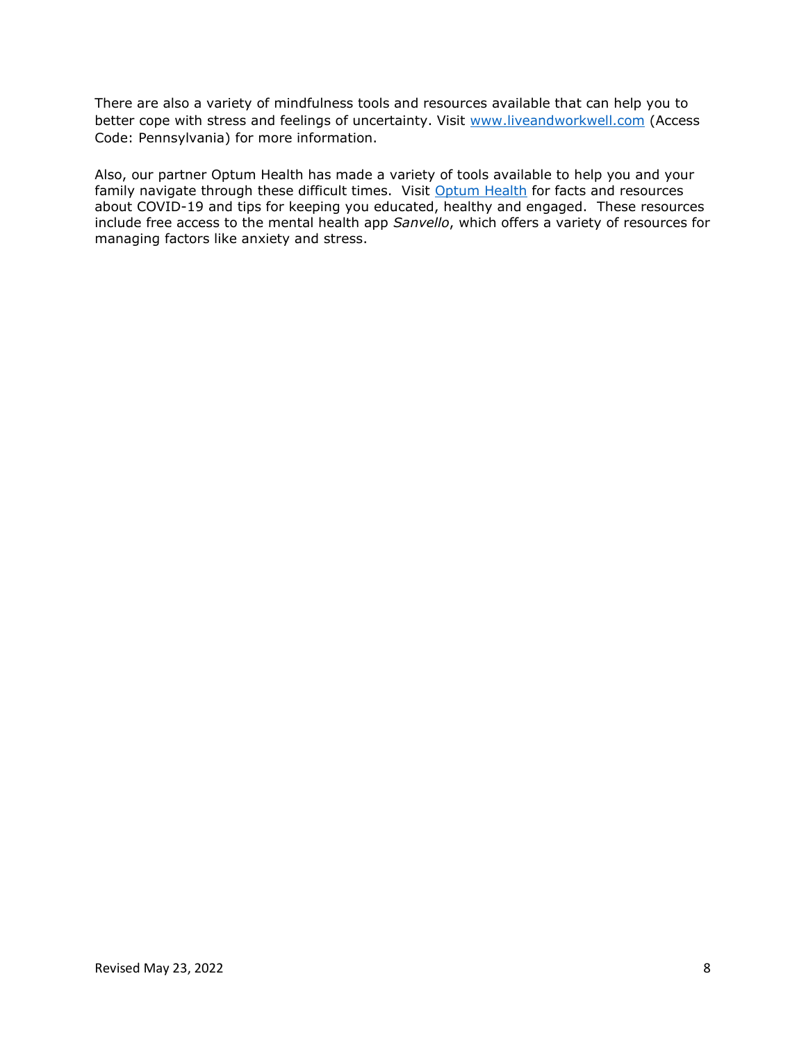There are also a variety of mindfulness tools and resources available that can help you to better cope with stress and feelings of uncertainty. Visit www.liveandworkwell.com (Access Code: Pennsylvania) for more information.

Also, our partner Optum Health has made a variety of tools available to help you and your family navigate through these difficult times. Visit Optum Health for facts and resources about COVID-19 and tips for keeping you educated, healthy and engaged. These resources include free access to the mental health app *Sanvello*, which offers a variety of resources for managing factors like anxiety and stress.

Revised May 23, 2022